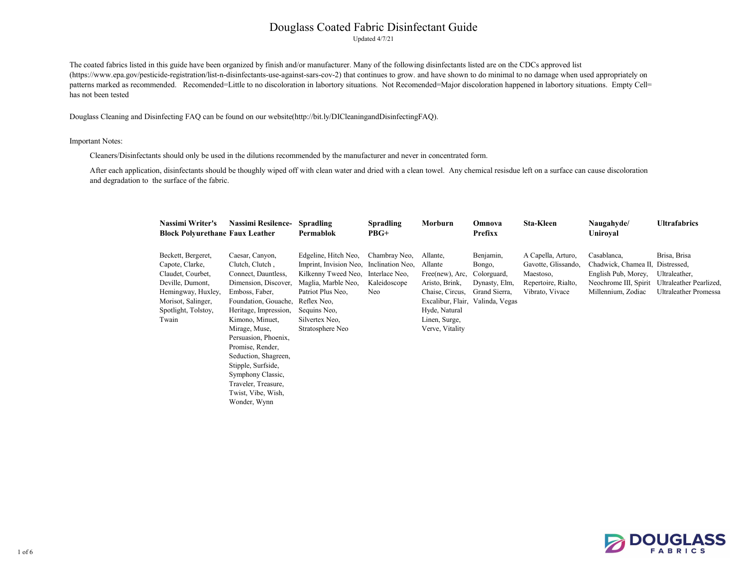# Douglass Coated Fabric Disinfectant Guide

Updated 4/7/21

The coated fabrics listed in this guide have been organized by finish and/or manufacturer. Many of the following disinfectants listed are on the CDCs approved list (https://www.epa.gov/pesticide-registration/list-n-disinfectants-use-against-sars-cov-2) that continues to grow. and have shown to do minimal to no damage when used appropriately on patterns marked as recommended. Recomended=Little to no discoloration in labortory situations. Not Recomended=Major discoloration happened in labortory situations. Empty Cell= has not been tested

Douglass Cleaning and Disinfecting FAQ can be found on our website(http://bit.ly/DICleaningandDisinfectingFAQ).

Important Notes:

> Cleaners/Disinfectants should only be used in the dilutions recommended by the manufacturer and never in concentrated form.
>
> After each application, disinfectants should be thoughly wiped off with clean water and dried with a clean towel. Any chemical resisdue left on a surface can cause discoloration and degradation to the surface of the fabric.

| Nassimi Writer's Block Polyurethane | Nassimi Resilence-Faux Leather | Spradling Permablok | Spradling PBG+ | Morburn | Omnova Prefixx | Sta-Kleen | Naugahyde/ Uniroyal | Ultrafabrics |
|---|---|---|---|---|---|---|---|---|
| Beckett, Bergeret, Capote, Clarke, Claudet, Courbet, Deville, Dumont, Hemingway, Huxley, Morisot, Salinger, Spotlight, Tolstoy, Twain | Caesar, Canyon, Clutch, Clutch , Connect, Dauntless, Dimension, Discover, Emboss, Faber, Foundation, Gouache, Heritage, Impression, Kimono, Minuet, Mirage, Muse, Persuasion, Phoenix, Promise, Render, Seduction, Shagreen, Stipple, Surfside, Symphony Classic, Traveler, Treasure, Twist, Vibe, Wish, Wonder, Wynn | Edgeline, Hitch Neo, Imprint, Invision Neo, Kilkenny Tweed Neo, Maglia, Marble Neo, Patriot Plus Neo, Reflex Neo, Sequins Neo, Silvertex Neo, Stratosphere Neo | Chambray Neo, Inclination Neo, Interlace Neo, Kaleidoscope Neo | Allante, Allante Free(new), Arc, Aristo, Brink, Chaise, Circus, Excalibur, Flair, Hyde, Natural Linen, Surge, Verve, Vitality | Benjamin, Bongo, Colorguard, Dynasty, Elm, Grand Sierra, Valinda, Vegas | A Capella, Arturo, Gavotte, Glissando, Maestoso, Repertoire, Rialto, Vibrato, Vivace | Casablanca, Chadwick, Chamea II, English Pub, Morey, Neochrome III, Spirit Millennium, Zodiac | Brisa, Brisa Distressed, Ultraleather, Ultraleather Pearlized, Ultraleather Promessa |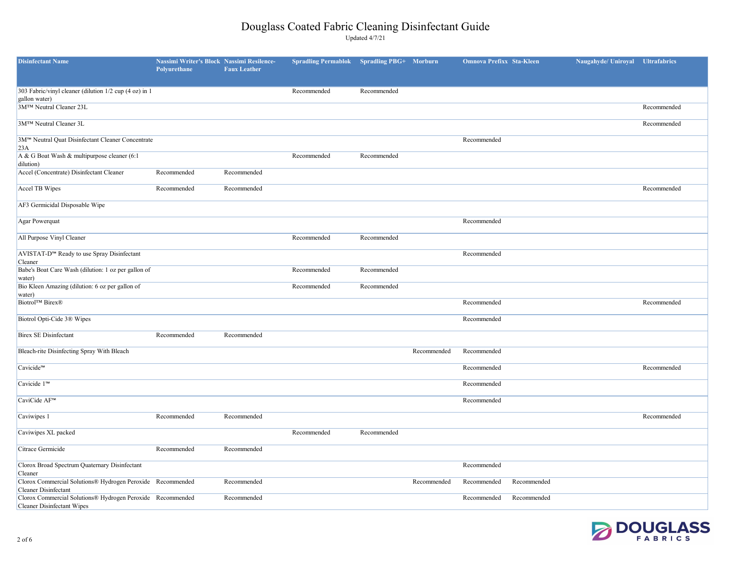# Douglass Coated Fabric Cleaning Disinfectant Guide

Updated 4/7/21

| Disinfectant Name | Nassimi Writer's Block Polyurethane | Nassimi Resilence-Faux Leather | Spradling Permablok | Spradling PBG+ | Morburn | Omnova Prefixx | Sta-Kleen | Naugahyde/ Uniroyal | Ultrafabrics |
|---|---|---|---|---|---|---|---|---|---|
| 303 Fabric/vinyl cleaner (dilution 1/2 cup (4 oz) in 1 gallon water) | | | Recommended | Recommended | | | | | |
| 3M™ Neutral Cleaner 23L | | | | | | | | | Recommended |
| 3M™ Neutral Cleaner 3L | | | | | | | | | Recommended |
| 3M™ Neutral Quat Disinfectant Cleaner Concentrate 23A | | | | | | Recommended | | | |
| A & G Boat Wash & multipurpose cleaner (6:1 dilution) | | | Recommended | Recommended | | | | | |
| Accel (Concentrate) Disinfectant Cleaner | Recommended | Recommended | | | | | | | |
| Accel TB Wipes | Recommended | Recommended | | | | | | | Recommended |
| AF3 Germicidal Disposable Wipe | | | | | | | | | |
| Agar Powerquat | | | | | | Recommended | | | |
| All Purpose Vinyl Cleaner | | | Recommended | Recommended | | | | | |
| AVISTAT-D™ Ready to use Spray Disinfectant Cleaner | | | | | | Recommended | | | |
| Babe's Boat Care Wash (dilution: 1 oz per gallon of water) | | | Recommended | Recommended | | | | | |
| Bio Kleen Amazing (dilution: 6 oz per gallon of water) | | | Recommended | Recommended | | | | | |
| Biotrol™ Birex® | | | | | | Recommended | | | Recommended |
| Biotrol Opti-Cide 3® Wipes | | | | | | Recommended | | | |
| Birex SE Disinfectant | Recommended | Recommended | | | | | | | |
| Bleach-rite Disinfecting Spray With Bleach | | | | | Recommended | Recommended | | | |
| Cavicide™ | | | | | | Recommended | | | Recommended |
| Cavicide 1™ | | | | | | Recommended | | | |
| CaviCide AF™ | | | | | | Recommended | | | |
| Caviwipes 1 | Recommended | Recommended | | | | | | | Recommended |
| Caviwipes XL packed | | | Recommended | Recommended | | | | | |
| Citrace Germicide | Recommended | Recommended | | | | | | | |
| Clorox Broad Spectrum Quaternary Disinfectant Cleaner | | | | | | Recommended | | | |
| Clorox Commercial Solutions® Hydrogen Peroxide Cleaner Disinfectant | Recommended | Recommended | | | Recommended | Recommended | Recommended | | |
| Clorox Commercial Solutions® Hydrogen Peroxide Cleaner Disinfectant Wipes | Recommended | Recommended | | | | Recommended | Recommended | | |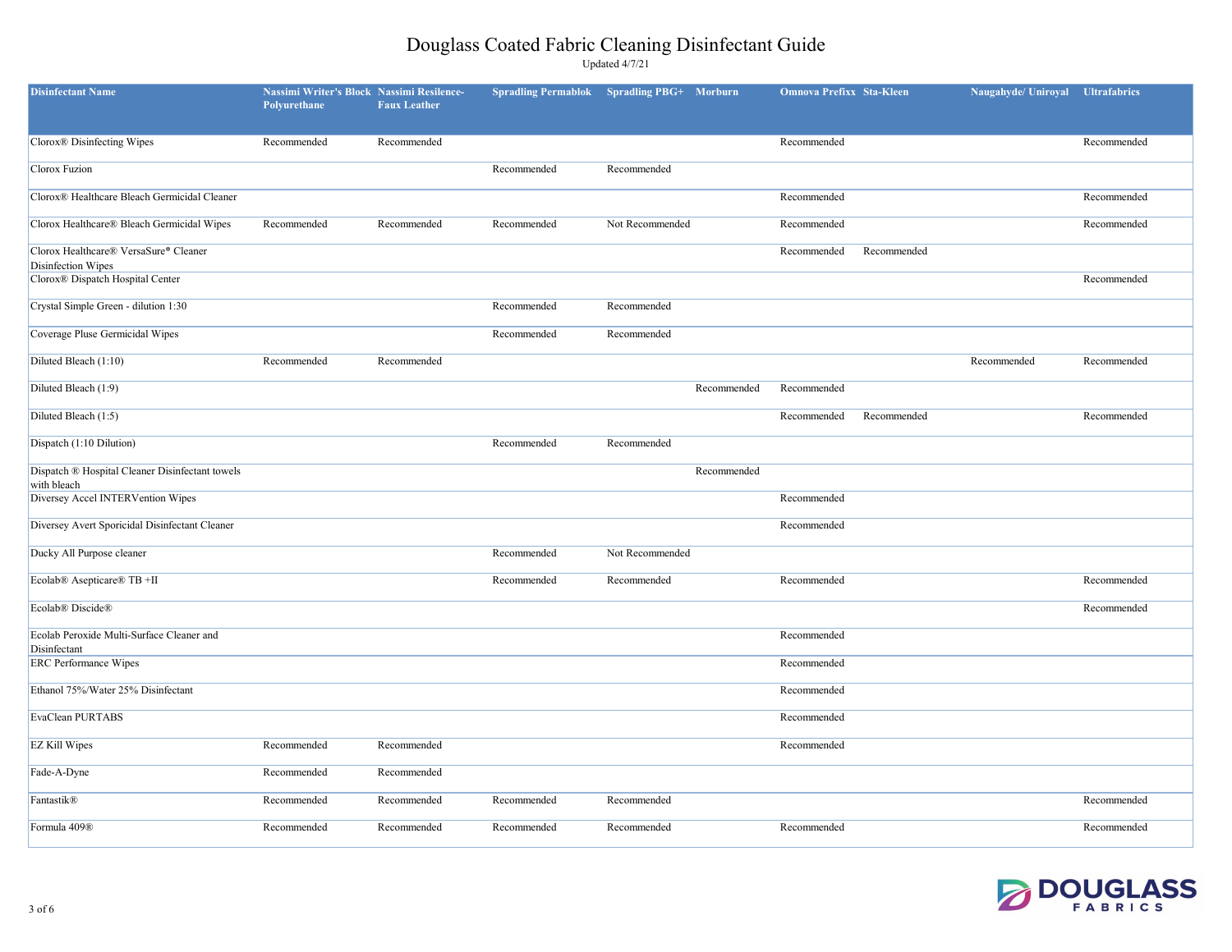# Douglass Coated Fabric Cleaning Disinfectant Guide

Updated 4/7/21

| Disinfectant Name | Nassimi Writer's Block Polyurethane | Nassimi Resilence-Faux Leather | Spradling Permablok | Spradling PBG+ | Morburn | Omnova Prefixx | Sta-Kleen | Naugahyde/ Uniroyal | Ultrafabrics |
|---|---|---|---|---|---|---|---|---|---|
| Clorox® Disinfecting Wipes | Recommended | Recommended | | | | Recommended | | | Recommended |
| Clorox Fuzion | | | Recommended | Recommended | | | | | |
| Clorox® Healthcare Bleach Germicidal Cleaner | | | | | | Recommended | | | Recommended |
| Clorox Healthcare® Bleach Germicidal Wipes | Recommended | Recommended | Recommended | Not Recommended | | Recommended | | | Recommended |
| Clorox Healthcare® VersaSure® Cleaner Disinfection Wipes | | | | | | Recommended | Recommended | | |
| Clorox® Dispatch Hospital Center | | | | | | | | | Recommended |
| Crystal Simple Green - dilution 1:30 | | | Recommended | Recommended | | | | | |
| Coverage Pluse Germicidal Wipes | | | Recommended | Recommended | | | | | |
| Diluted Bleach (1:10) | Recommended | Recommended | | | | | | Recommended | Recommended |
| Diluted Bleach (1:9) | | | | | Recommended | Recommended | | | |
| Diluted Bleach (1:5) | | | | | | Recommended | Recommended | | Recommended |
| Dispatch (1:10 Dilution) | | | Recommended | Recommended | | | | | |
| Dispatch ® Hospital Cleaner Disinfectant towels with bleach | | | | | Recommended | | | | |
| Diversey Accel INTERVention Wipes | | | | | | Recommended | | | |
| Diversey Avert Sporicidal Disinfectant Cleaner | | | | | | Recommended | | | |
| Ducky All Purpose cleaner | | | Recommended | Not Recommended | | | | | |
| Ecolab® Asepticare® TB +II | | | Recommended | Recommended | | Recommended | | | Recommended |
| Ecolab® Discide® | | | | | | | | | Recommended |
| Ecolab Peroxide Multi-Surface Cleaner and Disinfectant | | | | | | Recommended | | | |
| ERC Performance Wipes | | | | | | Recommended | | | |
| Ethanol 75%/Water 25% Disinfectant | | | | | | Recommended | | | |
| EvaClean PURTABS | | | | | | Recommended | | | |
| EZ Kill Wipes | Recommended | Recommended | | | | Recommended | | | |
| Fade-A-Dyne | Recommended | Recommended | | | | | | | |
| Fantastik® | Recommended | Recommended | Recommended | Recommended | | | | | Recommended |
| Formula 409® | Recommended | Recommended | Recommended | Recommended | | Recommended | | | Recommended |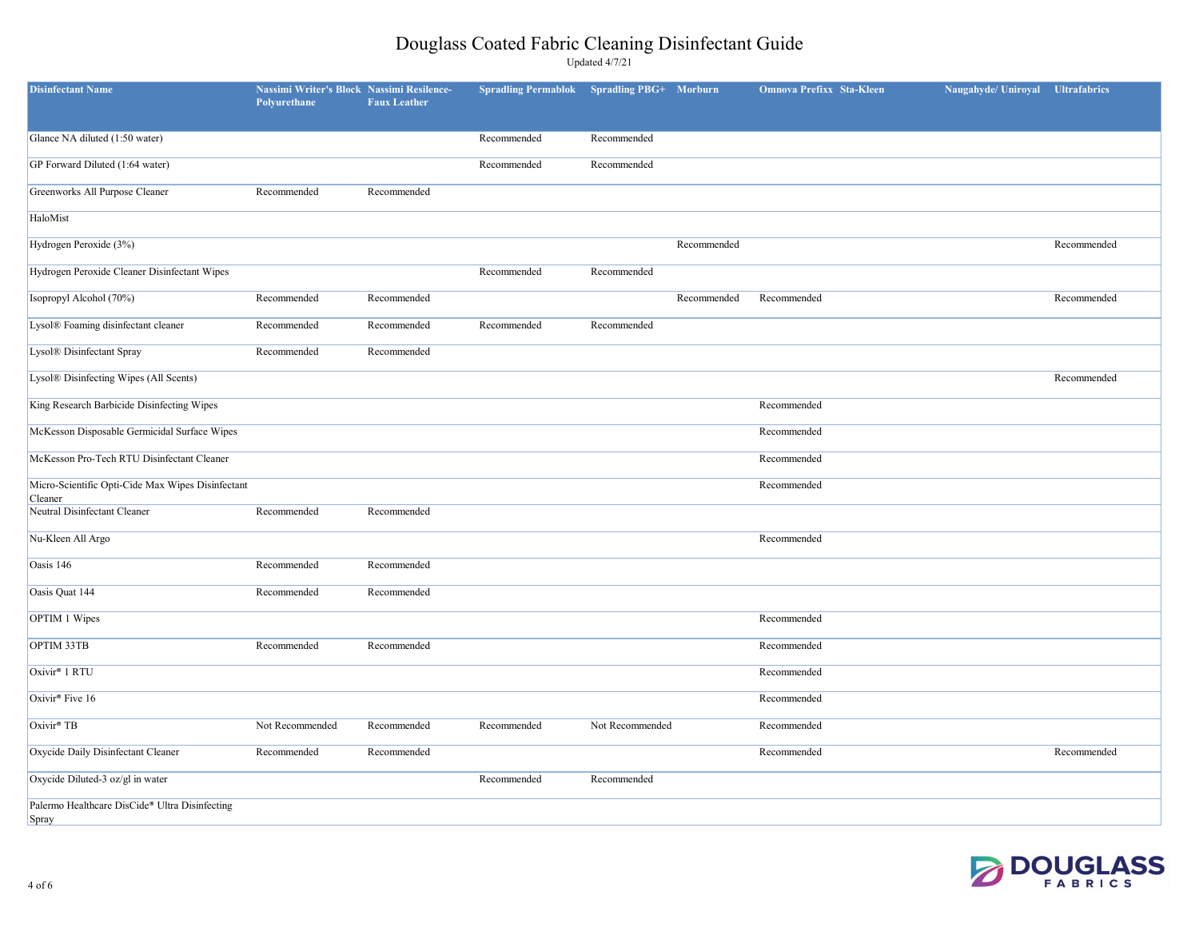# Douglass Coated Fabric Cleaning Disinfectant Guide

Updated 4/7/21

| Disinfectant Name | Nassimi Writer's Block Polyurethane | Nassimi Resilence-Faux Leather | Spradling Permablok | Spradling PBG+ | Morburn | Omnova Prefixx | Sta-Kleen | Naugahyde/ Uniroyal | Ultrafabrics |
|---|---|---|---|---|---|---|---|---|---|
| Glance NA diluted (1:50 water) | | | Recommended | Recommended | | | | | |
| GP Forward Diluted (1:64 water) | | | Recommended | Recommended | | | | | |
| Greenworks All Purpose Cleaner | Recommended | Recommended | | | | | | | |
| HaloMist | | | | | | | | | |
| Hydrogen Peroxide (3%) | | | | | Recommended | | | | Recommended |
| Hydrogen Peroxide Cleaner Disinfectant Wipes | | | Recommended | Recommended | | | | | |
| Isopropyl Alcohol (70%) | Recommended | Recommended | | | Recommended | Recommended | | | Recommended |
| Lysol® Foaming disinfectant cleaner | Recommended | Recommended | Recommended | Recommended | | | | | |
| Lysol® Disinfectant Spray | Recommended | Recommended | | | | | | | |
| Lysol® Disinfecting Wipes (All Scents) | | | | | | | | | Recommended |
| King Research Barbicide Disinfecting Wipes | | | | | | Recommended | | | |
| McKesson Disposable Germicidal Surface Wipes | | | | | | Recommended | | | |
| McKesson Pro-Tech RTU Disinfectant Cleaner | | | | | | Recommended | | | |
| Micro-Scientific Opti-Cide Max Wipes Disinfectant Cleaner | | | | | | Recommended | | | |
| Neutral Disinfectant Cleaner | Recommended | Recommended | | | | | | | |
| Nu-Kleen All Argo | | | | | | Recommended | | | |
| Oasis 146 | Recommended | Recommended | | | | | | | |
| Oasis Quat 144 | Recommended | Recommended | | | | | | | |
| OPTIM 1 Wipes | | | | | | Recommended | | | |
| OPTIM 33TB | Recommended | Recommended | | | | Recommended | | | |
| Oxivir® 1 RTU | | | | | | Recommended | | | |
| Oxivir® Five 16 | | | | | | Recommended | | | |
| Oxivir® TB | Not Recommended | Recommended | Recommended | Not Recommended | | Recommended | | | |
| Oxycide Daily Disinfectant Cleaner | Recommended | Recommended | | | | Recommended | | | Recommended |
| Oxycide Diluted-3 oz/gl in water | | | Recommended | Recommended | | | | | |
| Palermo Healthcare DisCide® Ultra Disinfecting Spray | | | | | | | | | |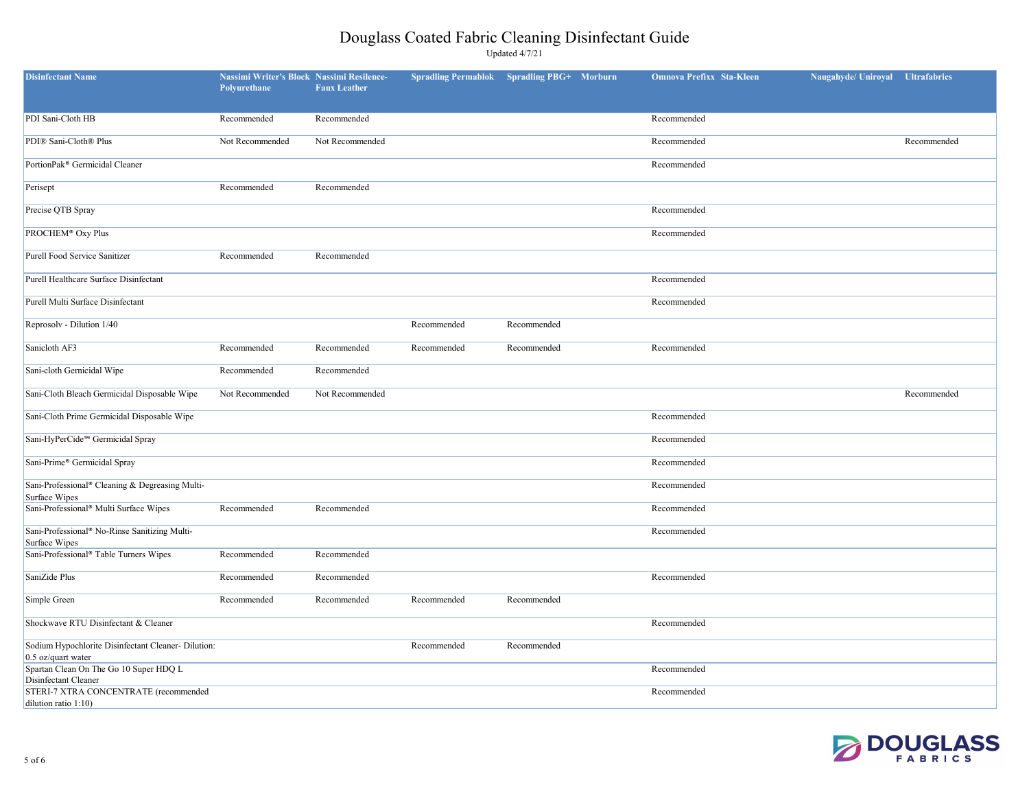# Douglass Coated Fabric Cleaning Disinfectant Guide

Updated 4/7/21

| Disinfectant Name | Nassimi Writer's Block Polyurethane | Nassimi Resilence-Faux Leather | Spradling Permablok | Spradling PBG+ | Morburn | Omnova Prefixx | Sta-Kleen | Naugahyde/ Uniroyal | Ultrafabrics |
|---|---|---|---|---|---|---|---|---|---|
| PDI Sani-Cloth HB | Recommended | Recommended | | | | Recommended | | | |
| PDI® Sani-Cloth® Plus | Not Recommended | Not Recommended | | | | Recommended | | | Recommended |
| PortionPak® Germicidal Cleaner | | | | | | Recommended | | | |
| Perisept | Recommended | Recommended | | | | | | | |
| Precise QTB Spray | | | | | | Recommended | | | |
| PROCHEM® Oxy Plus | | | | | | Recommended | | | |
| Purell Food Service Sanitizer | Recommended | Recommended | | | | | | | |
| Purell Healthcare Surface Disinfectant | | | | | | Recommended | | | |
| Purell Multi Surface Disinfectant | | | | | | Recommended | | | |
| Reprosolv - Dilution 1/40 | | | Recommended | Recommended | | | | | |
| Sanicloth AF3 | Recommended | Recommended | Recommended | Recommended | | Recommended | | | |
| Sani-cloth Gernicidal Wipe | Recommended | Recommended | | | | | | | |
| Sani-Cloth Bleach Germicidal Disposable Wipe | Not Recommended | Not Recommended | | | | | | | Recommended |
| Sani-Cloth Prime Germicidal Disposable Wipe | | | | | | Recommended | | | |
| Sani-HyPerCide™ Germicidal Spray | | | | | | Recommended | | | |
| Sani-Prime® Germicidal Spray | | | | | | Recommended | | | |
| Sani-Professional® Cleaning & Degreasing Multi-Surface Wipes | | | | | | Recommended | | | |
| Sani-Professional® Multi Surface Wipes | Recommended | Recommended | | | | Recommended | | | |
| Sani-Professional® No-Rinse Sanitizing Multi-Surface Wipes | | | | | | Recommended | | | |
| Sani-Professional® Table Turners Wipes | Recommended | Recommended | | | | | | | |
| SaniZide Plus | Recommended | Recommended | | | | Recommended | | | |
| Simple Green | Recommended | Recommended | Recommended | Recommended | | | | | |
| Shockwave RTU Disinfectant & Cleaner | | | | | | Recommended | | | |
| Sodium Hypochlorite Disinfectant Cleaner- Dilution: 0.5 oz/quart water | | | Recommended | Recommended | | | | | |
| Spartan Clean On The Go 10 Super HDQ L Disinfectant Cleaner | | | | | | Recommended | | | |
| STERI-7 XTRA CONCENTRATE (recommended dilution ratio 1:10) | | | | | | Recommended | | | |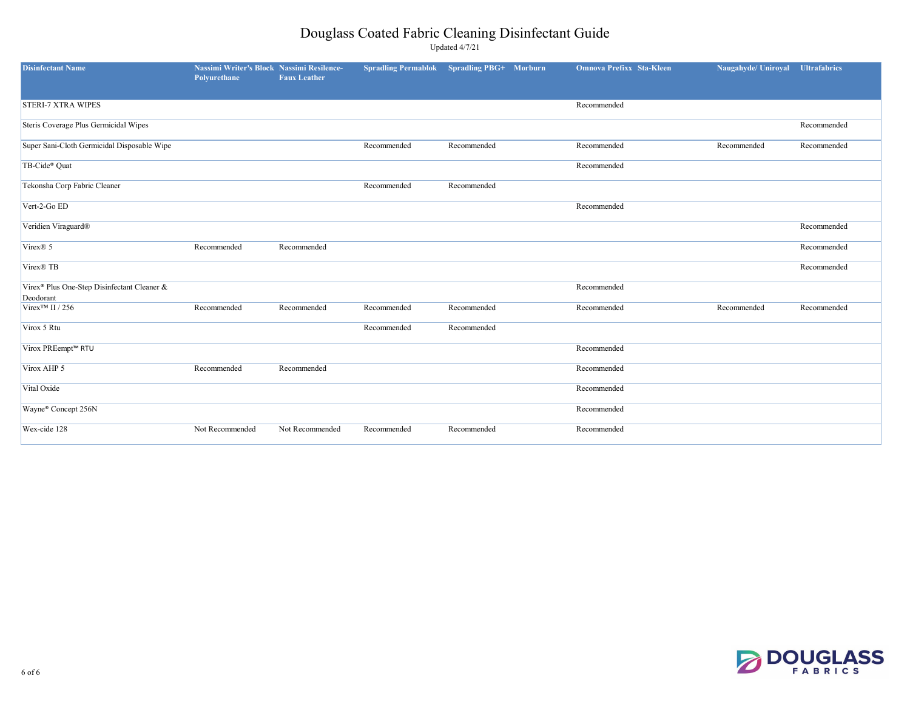# Douglass Coated Fabric Cleaning Disinfectant Guide

Updated 4/7/21

| Disinfectant Name | Nassimi Writer's Block Polyurethane | Nassimi Resilence-Faux Leather | Spradling Permablok | Spradling PBG+ | Morburn | Omnova Prefixx | Sta-Kleen | Naugahyde/ Uniroyal | Ultrafabrics |
|---|---|---|---|---|---|---|---|---|---|
| STERI-7 XTRA WIPES | | | | | | Recommended | | | |
| Steris Coverage Plus Germicidal Wipes | | | | | | | | | Recommended |
| Super Sani-Cloth Germicidal Disposable Wipe | | | Recommended | Recommended | | Recommended | | Recommended | Recommended |
| TB-Cide® Quat | | | | | | Recommended | | | |
| Tekonsha Corp Fabric Cleaner | | | Recommended | Recommended | | | | | |
| Vert-2-Go ED | | | | | | Recommended | | | |
| Veridien Viraguard® | | | | | | | | | Recommended |
| Virex® 5 | Recommended | Recommended | | | | | | | Recommended |
| Virex® TB | | | | | | | | | Recommended |
| Virex® Plus One-Step Disinfectant Cleaner & Deodorant | | | | | | Recommended | | | |
| Virex™ II / 256 | Recommended | Recommended | Recommended | Recommended | | Recommended | | Recommended | Recommended |
| Virox 5 Rtu | | | Recommended | Recommended | | | | | |
| Virox PREempt™ RTU | | | | | | Recommended | | | |
| Virox AHP 5 | Recommended | Recommended | | | | Recommended | | | |
| Vital Oxide | | | | | | Recommended | | | |
| Wayne® Concept 256N | | | | | | Recommended | | | |
| Wex-cide 128 | Not Recommended | Not Recommended | Recommended | Recommended | | Recommended | | | |

DOUGLASS FABRICS